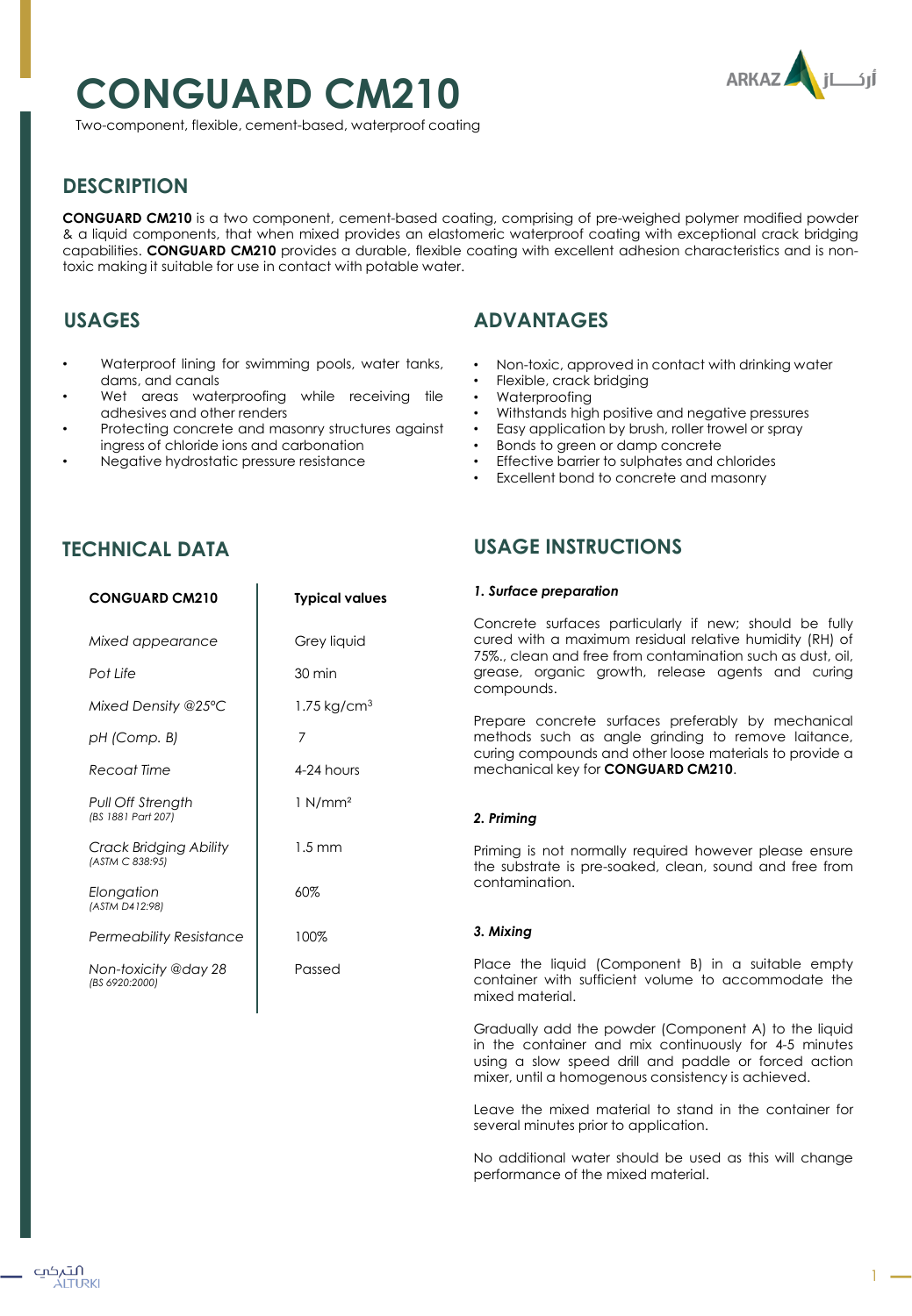# CONGUARD CM210

Two-component, flexible, cement-based, waterproof coating

## DESCRIPTION

**CONGUARD CM210** is a two component, cement-based coating, comprising of pre-weighed polymer modified powder & a liquid components, that when mixed provides an elastomeric waterproof coating with exceptional crack bridging capabilities. **CONGUARD CM210** provides a durable, flexible coating with excellent adhesion characteristics and is non-toxic making it suitable for use in contact with potable water.

## USAGES

- Waterproof lining for swimming pools, water tanks, dams, and canals
- Wet areas waterproofing while receiving tile adhesives and other renders
- Protecting concrete and masonry structures against ingress of chloride ions and carbonation
- Negative hydrostatic pressure resistance

## ADVANTAGES

- Non-toxic, approved in contact with drinking water
- Flexible, crack bridging
- Waterproofing
- Withstands high positive and negative pressures
- Easy application by brush, roller trowel or spray
- Bonds to green or damp concrete
- Effective barrier to sulphates and chlorides
- Excellent bond to concrete and masonry

## TECHNICAL DATA

| CONGUARD CM210 | Typical values |
|---|---|
| *Mixed appearance* | Grey liquid |
| *Pot Life* | 30 min |
| *Mixed Density @25°C* | 1.75 kg/cm$^3$ |
| *pH (Comp. B)* | 7 |
| *Recoat Time* | 4-24 hours |
| *Pull Off Strength* *(BS 1881 Part 207)* | 1 N/mm$^2$ |
| *Crack Bridging Ability* *(ASTM C 838:95)* | 1.5 mm |
| *Elongation* *(ASTM D412:98)* | 60% |
| *Permeability Resistance* | 100% |
| *Non-toxicity @day 28* *(BS 6920:2000)* | Passed |

## USAGE INSTRUCTIONS

### *1. Surface preparation*

Concrete surfaces particularly if new; should be fully cured with a maximum residual relative humidity (RH) of 75%., clean and free from contamination such as dust, oil, grease, organic growth, release agents and curing compounds.

Prepare concrete surfaces preferably by mechanical methods such as angle grinding to remove laitance, curing compounds and other loose materials to provide a mechanical key for **CONGUARD CM210**.

### *2. Priming*

Priming is not normally required however please ensure the substrate is pre-soaked, clean, sound and free from contamination.

### *3. Mixing*

Place the liquid (Component B) in a suitable empty container with sufficient volume to accommodate the mixed material.

Gradually add the powder (Component A) to the liquid in the container and mix continuously for 4-5 minutes using a slow speed drill and paddle or forced action mixer, until a homogenous consistency is achieved.

Leave the mixed material to stand in the container for several minutes prior to application.

No additional water should be used as this will change performance of the mixed material.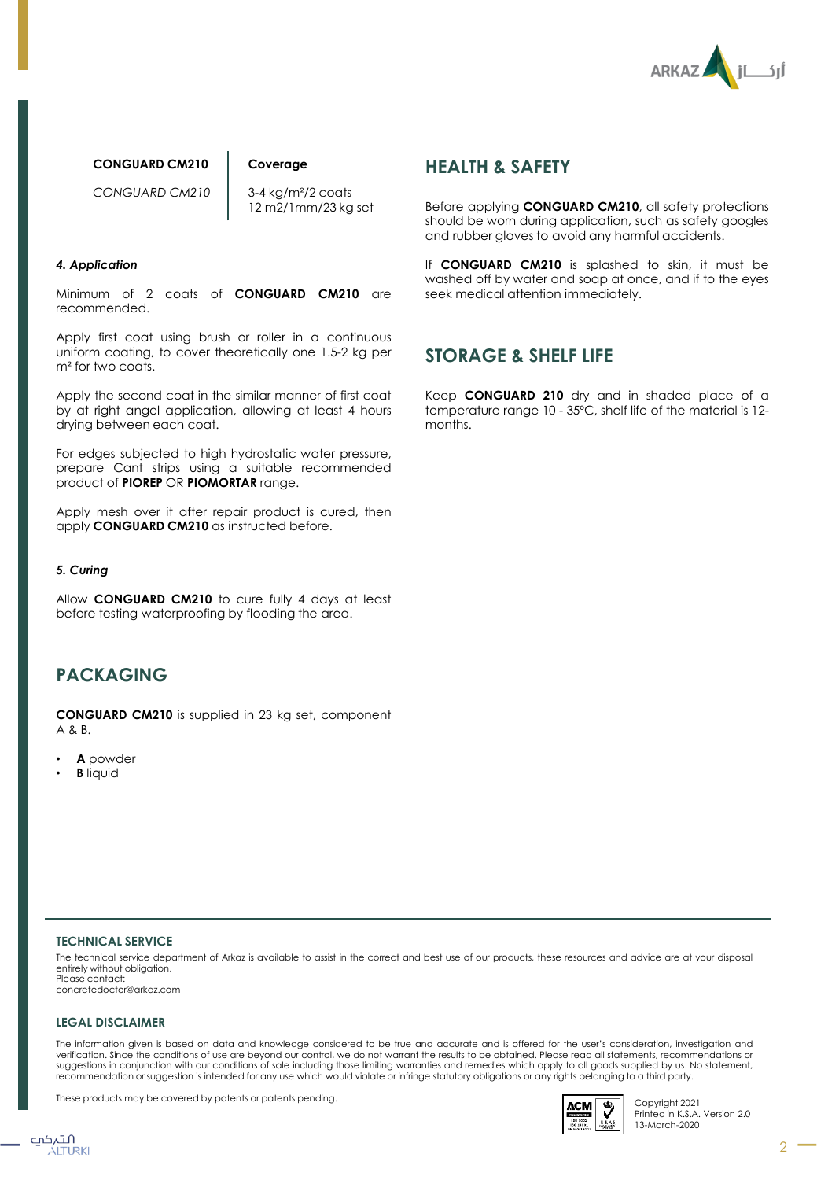| CONGUARD CM210 | Coverage |
| --- | --- |
| *CONGUARD CM210* | 3-4 kg/m²/2 coats<br>12 m2/1mm/23 kg set |

#### *4. Application*

Minimum of 2 coats of **CONGUARD CM210** are recommended.

Apply first coat using brush or roller in a continuous uniform coating, to cover theoretically one 1.5-2 kg per m² for two coats.

Apply the second coat in the similar manner of first coat by at right angel application, allowing at least 4 hours drying between each coat.

For edges subjected to high hydrostatic water pressure, prepare Cant strips using a suitable recommended product of **PIOREP** OR **PIOMORTAR** range.

Apply mesh over it after repair product is cured, then apply **CONGUARD CM210** as instructed before.

#### *5. Curing*

Allow **CONGUARD CM210** to cure fully 4 days at least before testing waterproofing by flooding the area.

## PACKAGING

**CONGUARD CM210** is supplied in 23 kg set, component A & B.

- **A** powder
- **B** liquid

## HEALTH & SAFETY

Before applying **CONGUARD CM210**, all safety protections should be worn during application, such as safety googles and rubber gloves to avoid any harmful accidents.

If **CONGUARD CM210** is splashed to skin, it must be washed off by water and soap at once, and if to the eyes seek medical attention immediately.

## STORAGE & SHELF LIFE

Keep **CONGUARD 210** dry and in shaded place of a temperature range 10 - 35°C, shelf life of the material is 12-months.

### TECHNICAL SERVICE

The technical service department of Arkaz is available to assist in the correct and best use of our products, these resources and advice are at your disposal entirely without obligation.
Please contact:
concretedoctor@arkaz.com

### LEGAL DISCLAIMER

The information given is based on data and knowledge considered to be true and accurate and is offered for the user's consideration, investigation and verification. Since the conditions of use are beyond our control, we do not warrant the results to be obtained. Please read all statements, recommendations or suggestions in conjunction with our conditions of sale including those limiting warranties and remedies which apply to all goods supplied by us. No statement, recommendation or suggestion is intended for any use which would violate or infringe statutory obligations or any rights belonging to a third party.

These products may be covered by patents or patents pending.

Copyright 2021
Printed in K.S.A. Version 2.0
13-March-2020